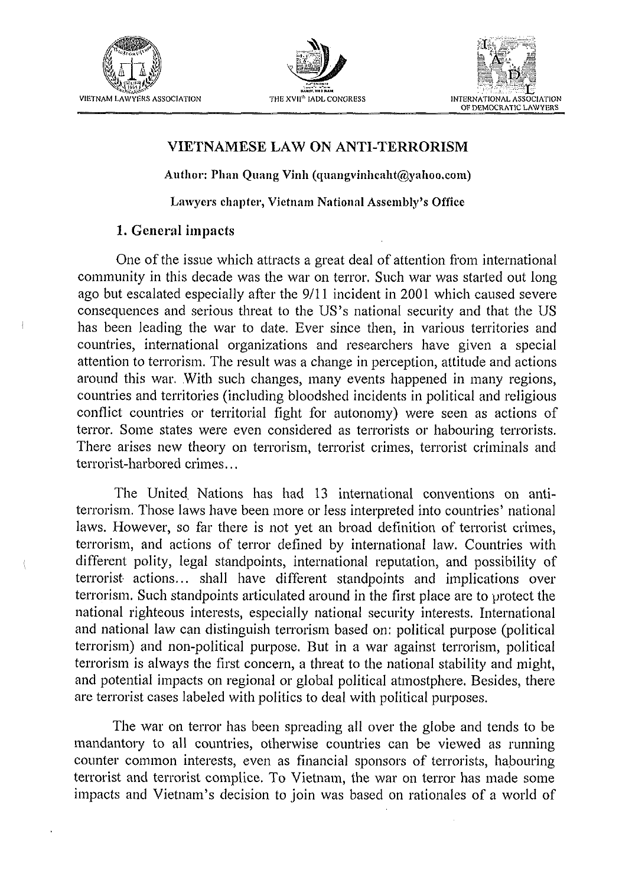VIETNAM LAWYERS ASSOCIATION THE XVII[th] IADL CONGRESS INTERNATIONAL ASSOCIATION OF DEMOCRATIC LAWYERS

# VIETNAMESE LAW ON ANTI-TERRORISM

**Author: Phan Quang Vinh (quangvinhcaht@yahoo.com)**

**Lawyers chapter, Vietnam National Assembly's Office**

## 1. General impacts

One of the issue which attracts a great deal of attention from international community in this decade was the war on terror. Such war was started out long ago but escalated especially after the 9/11 incident in 2001 which caused severe consequences and serious threat to the US's national security and that the US has been leading the war to date. Ever since then, in various territories and countries, international organizations and researchers have given a special attention to terrorism. The result was a change in perception, attitude and actions around this war. With such changes, many events happened in many regions, countries and territories (including bloodshed incidents in political and religious conflict countries or territorial fight for autonomy) were seen as actions of terror. Some states were even considered as terrorists or habouring terrorists. There arises new theory on terrorism, terrorist crimes, terrorist criminals and terrorist-harbored crimes...

The United Nations has had 13 international conventions on anti-terrorism. Those laws have been more or less interpreted into countries' national laws. However, so far there is not yet an broad definition of terrorist crimes, terrorism, and actions of terror defined by international law. Countries with different polity, legal standpoints, international reputation, and possibility of terrorist actions... shall have different standpoints and implications over terrorism. Such standpoints articulated around in the first place are to protect the national righteous interests, especially national security interests. International and national law can distinguish terrorism based on: political purpose (political terrorism) and non-political purpose. But in a war against terrorism, political terrorism is always the first concern, a threat to the national stability and might, and potential impacts on regional or global political atmostphere. Besides, there are terrorist cases labeled with politics to deal with political purposes.

The war on terror has been spreading all over the globe and tends to be mandantory to all countries, otherwise countries can be viewed as running counter common interests, even as financial sponsors of terrorists, habouring terrorist and terrorist complice. To Vietnam, the war on terror has made some impacts and Vietnam's decision to join was based on rationales of a world of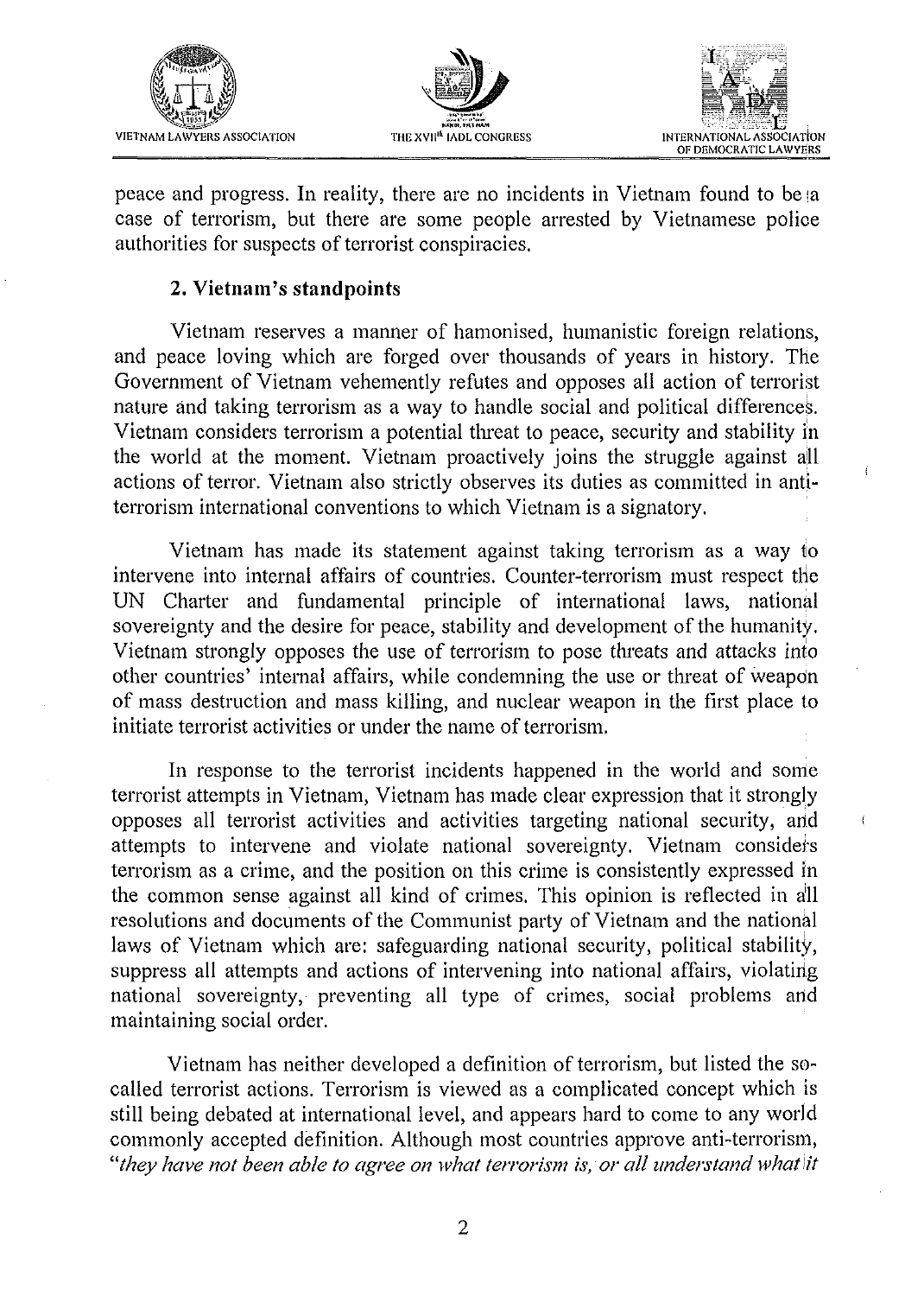peace and progress. In reality, there are no incidents in Vietnam found to be a case of terrorism, but there are some people arrested by Vietnamese police authorities for suspects of terrorist conspiracies.

### 2. Vietnam's standpoints

Vietnam reserves a manner of hamonised, humanistic foreign relations, and peace loving which are forged over thousands of years in history. The Government of Vietnam vehemently refutes and opposes all action of terrorist nature and taking terrorism as a way to handle social and political differences. Vietnam considers terrorism a potential threat to peace, security and stability in the world at the moment. Vietnam proactively joins the struggle against all actions of terror. Vietnam also strictly observes its duties as committed in anti-terrorism international conventions to which Vietnam is a signatory.

Vietnam has made its statement against taking terrorism as a way to intervene into internal affairs of countries. Counter-terrorism must respect the UN Charter and fundamental principle of international laws, national sovereignty and the desire for peace, stability and development of the humanity. Vietnam strongly opposes the use of terrorism to pose threats and attacks into other countries' internal affairs, while condemning the use or threat of weapon of mass destruction and mass killing, and nuclear weapon in the first place to initiate terrorist activities or under the name of terrorism.

In response to the terrorist incidents happened in the world and some terrorist attempts in Vietnam, Vietnam has made clear expression that it strongly opposes all terrorist activities and activities targeting national security, and attempts to intervene and violate national sovereignty. Vietnam considers terrorism as a crime, and the position on this crime is consistently expressed in the common sense against all kind of crimes. This opinion is reflected in all resolutions and documents of the Communist party of Vietnam and the national laws of Vietnam which are: safeguarding national security, political stability, suppress all attempts and actions of intervening into national affairs, violating national sovereignty, preventing all type of crimes, social problems and maintaining social order.

Vietnam has neither developed a definition of terrorism, but listed the so-called terrorist actions. Terrorism is viewed as a complicated concept which is still being debated at international level, and appears hard to come to any world commonly accepted definition. Although most countries approve anti-terrorism, *"they have not been able to agree on what terrorism is, or all understand what it*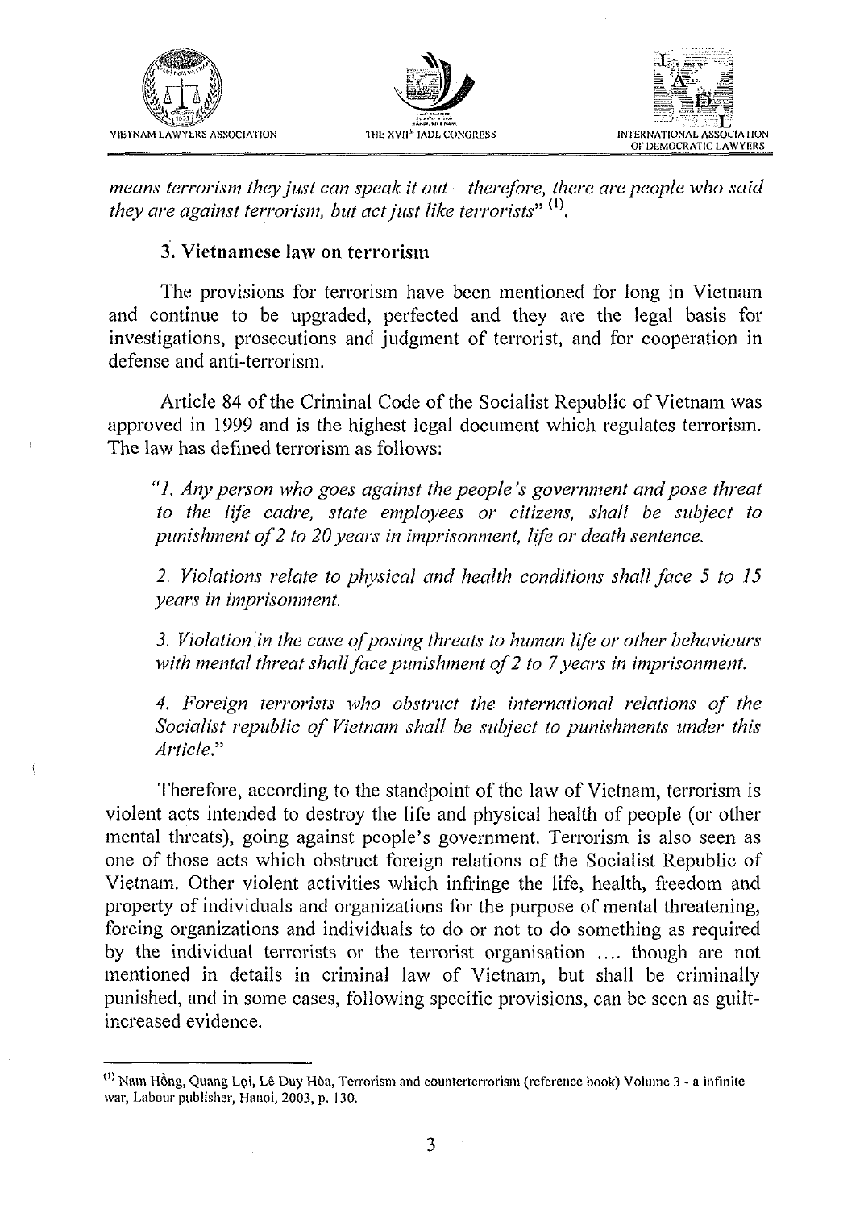*means terrorism they just can speak it out – therefore, there are people who said they are against terrorism, but act just like terrorists*" [1].

### 3. Vietnamese law on terrorism

The provisions for terrorism have been mentioned for long in Vietnam and continue to be upgraded, perfected and they are the legal basis for investigations, prosecutions and judgment of terrorist, and for cooperation in defense and anti-terrorism.

Article 84 of the Criminal Code of the Socialist Republic of Vietnam was approved in 1999 and is the highest legal document which regulates terrorism. The law has defined terrorism as follows:

> *"1. Any person who goes against the people's government and pose threat to the life cadre, state employees or citizens, shall be subject to punishment of 2 to 20 years in imprisonment, life or death sentence.*
>
> *2. Violations relate to physical and health conditions shall face 5 to 15 years in imprisonment.*
>
> *3. Violation in the case of posing threats to human life or other behaviours with mental threat shall face punishment of 2 to 7 years in imprisonment.*
>
> *4. Foreign terrorists who obstruct the international relations of the Socialist republic of Vietnam shall be subject to punishments under this Article.*"

Therefore, according to the standpoint of the law of Vietnam, terrorism is violent acts intended to destroy the life and physical health of people (or other mental threats), going against people's government. Terrorism is also seen as one of those acts which obstruct foreign relations of the Socialist Republic of Vietnam. Other violent activities which infringe the life, health, freedom and property of individuals and organizations for the purpose of mental threatening, forcing organizations and individuals to do or not to do something as required by the individual terrorists or the terrorist organisation .... though are not mentioned in details in criminal law of Vietnam, but shall be criminally punished, and in some cases, following specific provisions, can be seen as guilt-increased evidence.

---

[1] Nam Hồng, Quang Lợi, Lê Duy Hòa, Terrorism and counterterrorism (reference book) Volume 3 - a infinite war, Labour publisher, Hanoi, 2003, p. 130.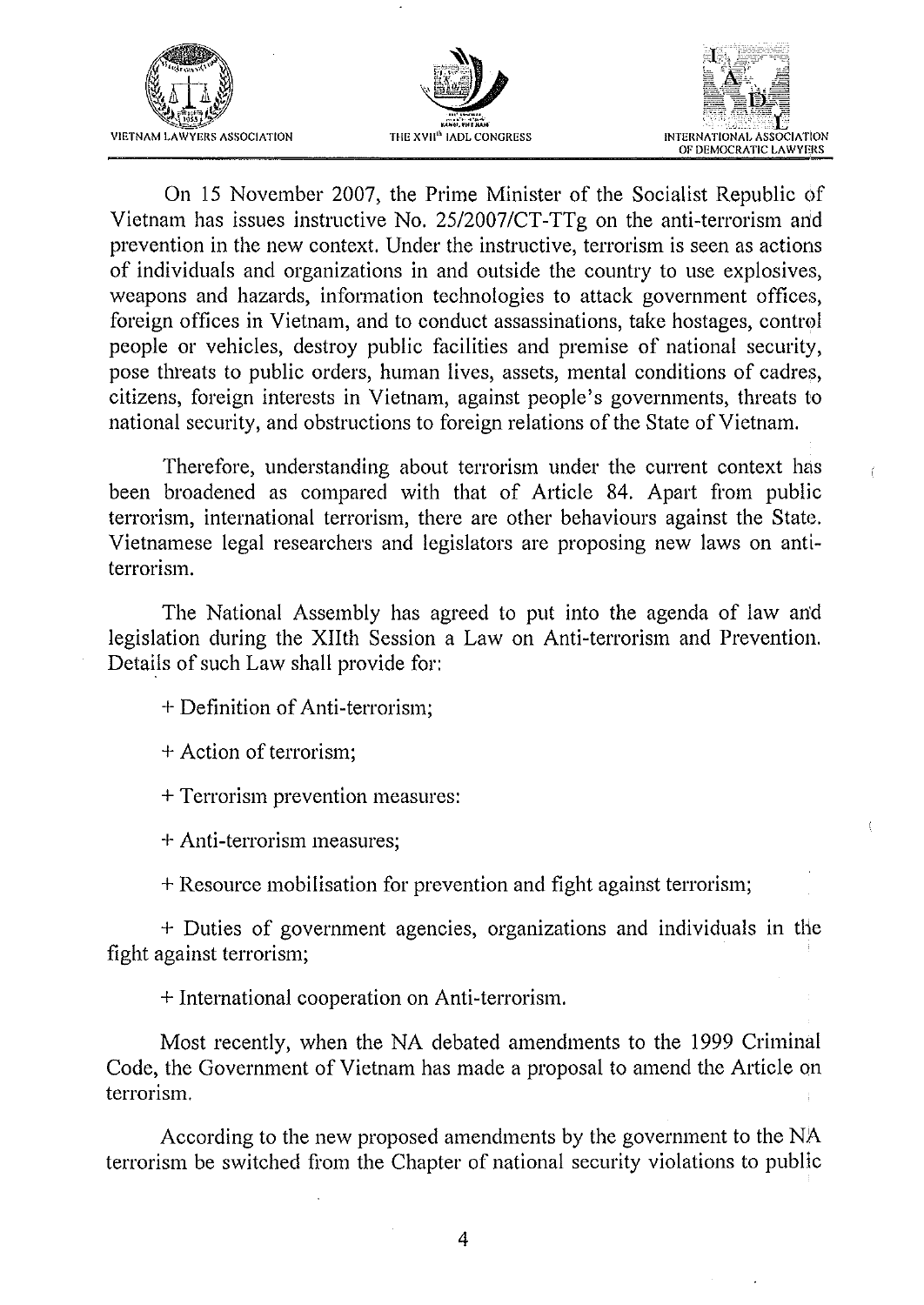On 15 November 2007, the Prime Minister of the Socialist Republic of Vietnam has issues instructive No. 25/2007/CT-TTg on the anti-terrorism and prevention in the new context. Under the instructive, terrorism is seen as actions of individuals and organizations in and outside the country to use explosives, weapons and hazards, information technologies to attack government offices, foreign offices in Vietnam, and to conduct assassinations, take hostages, control people or vehicles, destroy public facilities and premise of national security, pose threats to public orders, human lives, assets, mental conditions of cadres, citizens, foreign interests in Vietnam, against people's governments, threats to national security, and obstructions to foreign relations of the State of Vietnam.

Therefore, understanding about terrorism under the current context has been broadened as compared with that of Article 84. Apart from public terrorism, international terrorism, there are other behaviours against the State. Vietnamese legal researchers and legislators are proposing new laws on anti-terrorism.

The National Assembly has agreed to put into the agenda of law and legislation during the XIIth Session a Law on Anti-terrorism and Prevention. Details of such Law shall provide for:

+ Definition of Anti-terrorism;

+ Action of terrorism;

+ Terrorism prevention measures:

+ Anti-terrorism measures;

+ Resource mobilisation for prevention and fight against terrorism;

+ Duties of government agencies, organizations and individuals in the fight against terrorism;

+ International cooperation on Anti-terrorism.

Most recently, when the NA debated amendments to the 1999 Criminal Code, the Government of Vietnam has made a proposal to amend the Article on terrorism.

According to the new proposed amendments by the government to the NA terrorism be switched from the Chapter of national security violations to public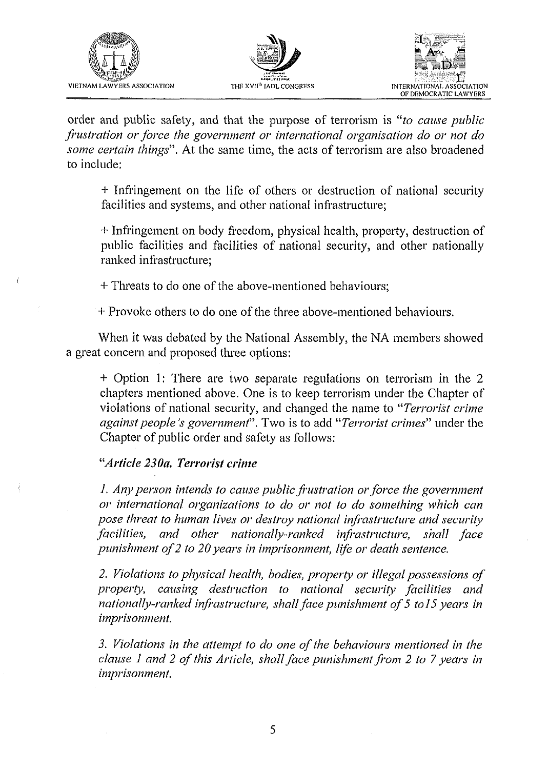order and public safety, and that the purpose of terrorism is "*to cause public frustration or force the government or international organisation do or not do some certain things*". At the same time, the acts of terrorism are also broadened to include:

+ Infringement on the life of others or destruction of national security facilities and systems, and other national infrastructure;

+ Infringement on body freedom, physical health, property, destruction of public facilities and facilities of national security, and other nationally ranked infrastructure;

+ Threats to do one of the above-mentioned behaviours;

+ Provoke others to do one of the three above-mentioned behaviours.

When it was debated by the National Assembly, the NA members showed a great concern and proposed three options:

+ Option 1: There are two separate regulations on terrorism in the 2 chapters mentioned above. One is to keep terrorism under the Chapter of violations of national security, and changed the name to "*Terrorist crime against people's government*". Two is to add "*Terrorist crimes*" under the Chapter of public order and safety as follows:

*"**Article 230a. Terrorist crime***

*1. Any person intends to cause public frustration or force the government or international organizations to do or not to do something which can pose threat to human lives or destroy national infrastructure and security facilities, and other nationally-ranked infrastructure, shall face punishment of 2 to 20 years in imprisonment, life or death sentence.*

*2. Violations to physical health, bodies, property or illegal possessions of property, causing destruction to national security facilities and nationally-ranked infrastructure, shall face punishment of 5 to15 years in imprisonment.*

*3. Violations in the attempt to do one of the behaviours mentioned in the clause 1 and 2 of this Article, shall face punishment from 2 to 7 years in imprisonment.*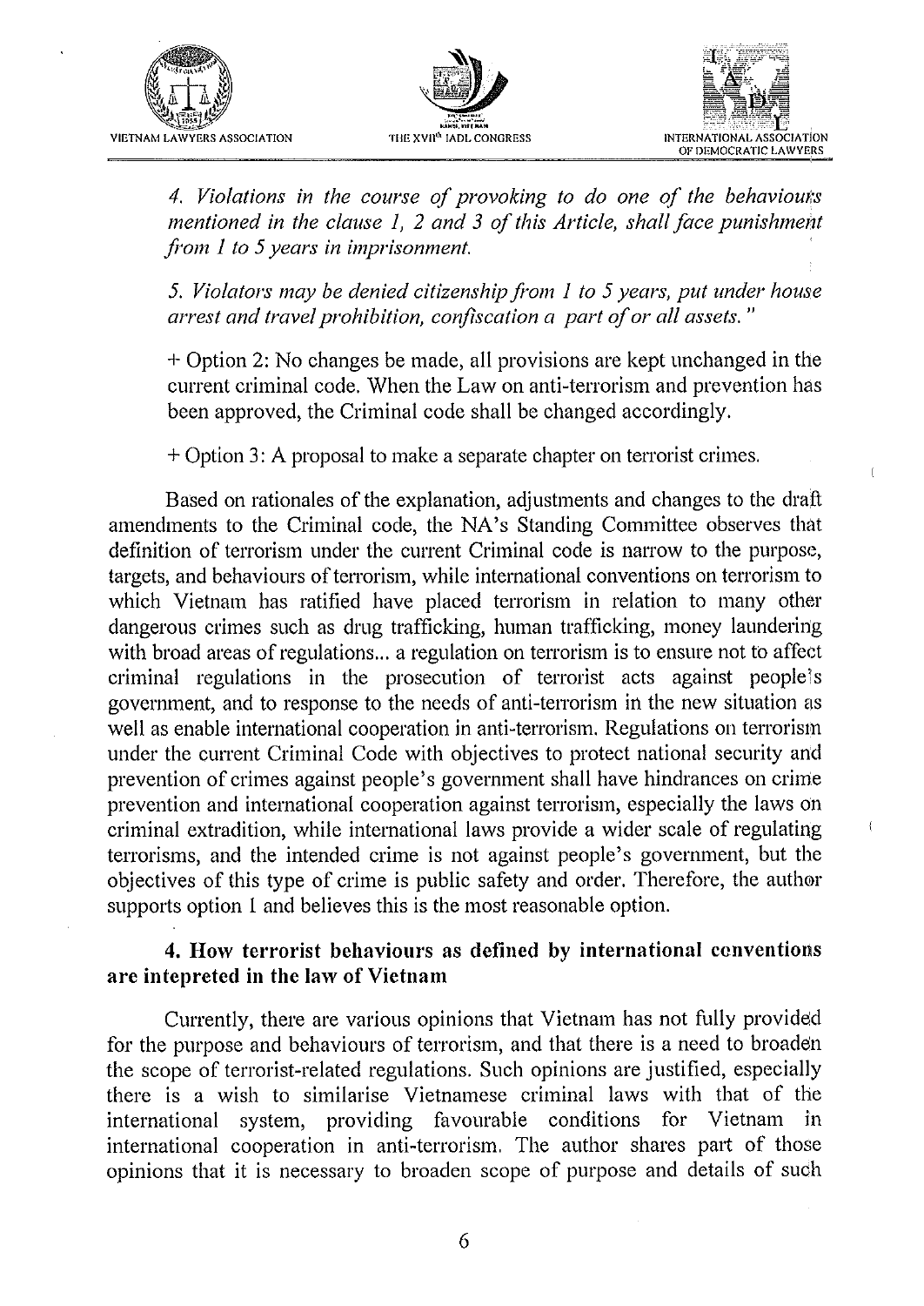*4. Violations in the course of provoking to do one of the behaviours mentioned in the clause 1, 2 and 3 of this Article, shall face punishment from 1 to 5 years in imprisonment.*

*5. Violators may be denied citizenship from 1 to 5 years, put under house arrest and travel prohibition, confiscation a part of or all assets."*

+ Option 2: No changes be made, all provisions are kept unchanged in the current criminal code. When the Law on anti-terrorism and prevention has been approved, the Criminal code shall be changed accordingly.

+ Option 3: A proposal to make a separate chapter on terrorist crimes.

Based on rationales of the explanation, adjustments and changes to the draft amendments to the Criminal code, the NA's Standing Committee observes that definition of terrorism under the current Criminal code is narrow to the purpose, targets, and behaviours of terrorism, while international conventions on terrorism to which Vietnam has ratified have placed terrorism in relation to many other dangerous crimes such as drug trafficking, human trafficking, money laundering with broad areas of regulations... a regulation on terrorism is to ensure not to affect criminal regulations in the prosecution of terrorist acts against people's government, and to response to the needs of anti-terrorism in the new situation as well as enable international cooperation in anti-terrorism. Regulations on terrorism under the current Criminal Code with objectives to protect national security and prevention of crimes against people's government shall have hindrances on crime prevention and international cooperation against terrorism, especially the laws on criminal extradition, while international laws provide a wider scale of regulating terrorisms, and the intended crime is not against people's government, but the objectives of this type of crime is public safety and order. Therefore, the author supports option 1 and believes this is the most reasonable option.

### 4. How terrorist behaviours as defined by international conventions are intepreted in the law of Vietnam

Currently, there are various opinions that Vietnam has not fully provided for the purpose and behaviours of terrorism, and that there is a need to broaden the scope of terrorist-related regulations. Such opinions are justified, especially there is a wish to similarise Vietnamese criminal laws with that of the international system, providing favourable conditions for Vietnam in international cooperation in anti-terrorism. The author shares part of those opinions that it is necessary to broaden scope of purpose and details of such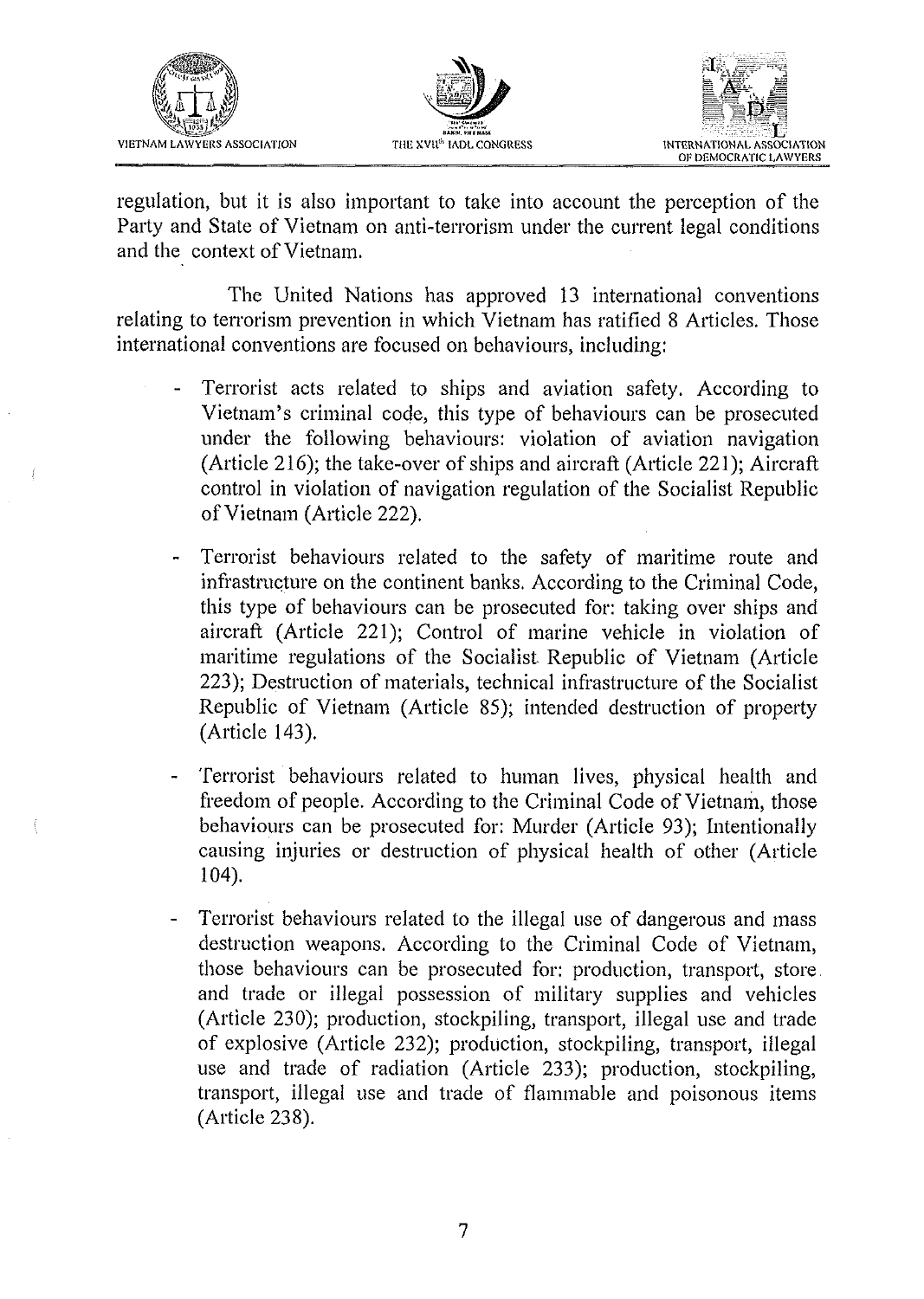regulation, but it is also important to take into account the perception of the Party and State of Vietnam on anti-terrorism under the current legal conditions and the context of Vietnam.

The United Nations has approved 13 international conventions relating to terrorism prevention in which Vietnam has ratified 8 Articles. Those international conventions are focused on behaviours, including:

- Terrorist acts related to ships and aviation safety. According to Vietnam's criminal code, this type of behaviours can be prosecuted under the following behaviours: violation of aviation navigation (Article 216); the take-over of ships and aircraft (Article 221); Aircraft control in violation of navigation regulation of the Socialist Republic of Vietnam (Article 222).

- Terrorist behaviours related to the safety of maritime route and infrastructure on the continent banks. According to the Criminal Code, this type of behaviours can be prosecuted for: taking over ships and aircraft (Article 221); Control of marine vehicle in violation of maritime regulations of the Socialist Republic of Vietnam (Article 223); Destruction of materials, technical infrastructure of the Socialist Republic of Vietnam (Article 85); intended destruction of property (Article 143).

- Terrorist behaviours related to human lives, physical health and freedom of people. According to the Criminal Code of Vietnam, those behaviours can be prosecuted for: Murder (Article 93); Intentionally causing injuries or destruction of physical health of other (Article 104).

- Terrorist behaviours related to the illegal use of dangerous and mass destruction weapons. According to the Criminal Code of Vietnam, those behaviours can be prosecuted for: production, transport, store and trade or illegal possession of military supplies and vehicles (Article 230); production, stockpiling, transport, illegal use and trade of explosive (Article 232); production, stockpiling, transport, illegal use and trade of radiation (Article 233); production, stockpiling, transport, illegal use and trade of flammable and poisonous items (Article 238).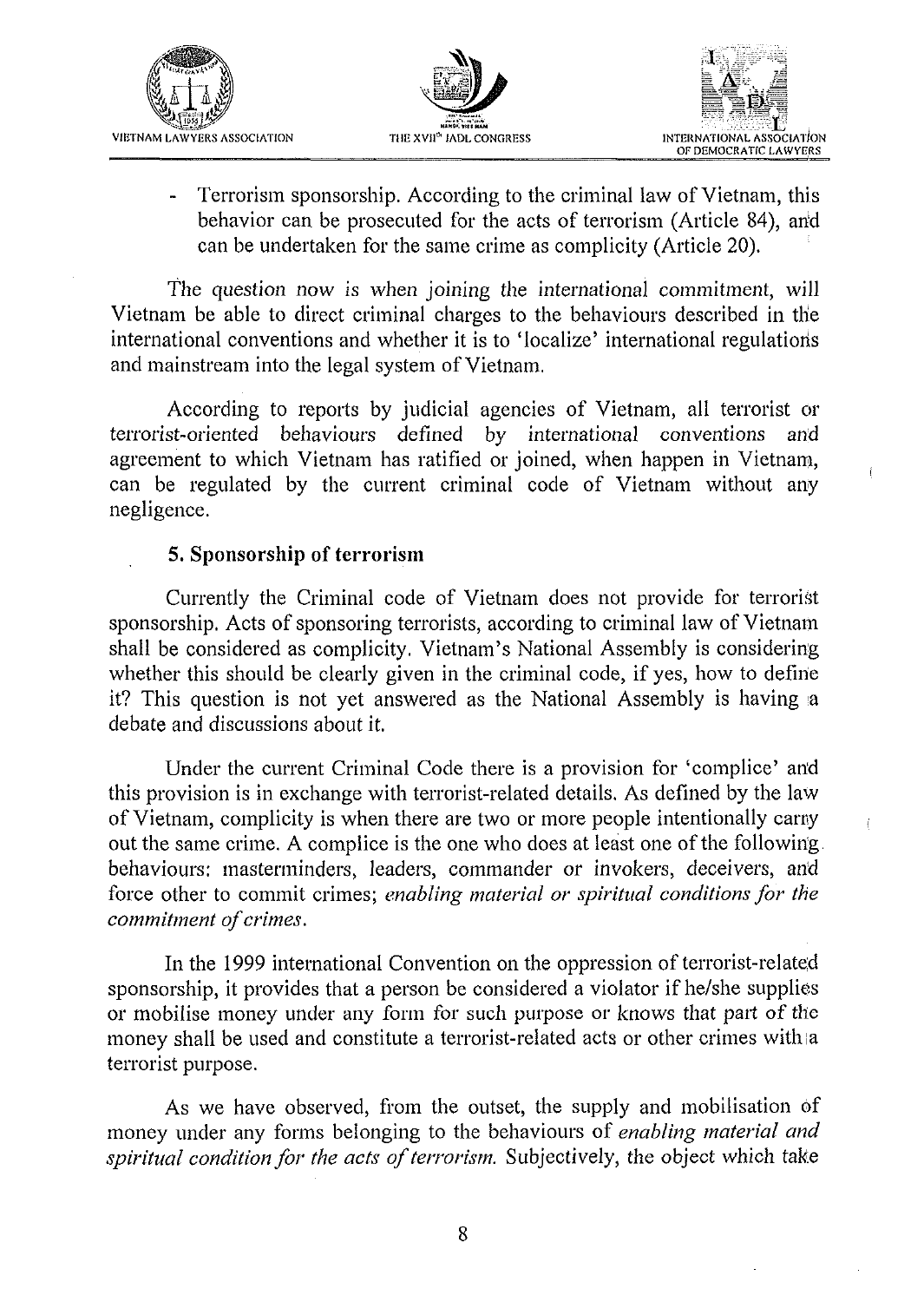- Terrorism sponsorship. According to the criminal law of Vietnam, this behavior can be prosecuted for the acts of terrorism (Article 84), and can be undertaken for the same crime as complicity (Article 20).

The question now is when joining the international commitment, will Vietnam be able to direct criminal charges to the behaviours described in the international conventions and whether it is to 'localize' international regulations and mainstream into the legal system of Vietnam.

According to reports by judicial agencies of Vietnam, all terrorist or terrorist-oriented behaviours defined by international conventions and agreement to which Vietnam has ratified or joined, when happen in Vietnam, can be regulated by the current criminal code of Vietnam without any negligence.

### 5. Sponsorship of terrorism

Currently the Criminal code of Vietnam does not provide for terrorist sponsorship. Acts of sponsoring terrorists, according to criminal law of Vietnam shall be considered as complicity. Vietnam's National Assembly is considering whether this should be clearly given in the criminal code, if yes, how to define it? This question is not yet answered as the National Assembly is having a debate and discussions about it.

Under the current Criminal Code there is a provision for 'complice' and this provision is in exchange with terrorist-related details. As defined by the law of Vietnam, complicity is when there are two or more people intentionally carry out the same crime. A complice is the one who does at least one of the following behaviours: masterminders, leaders, commander or invokers, deceivers, and force other to commit crimes; *enabling material or spiritual conditions for the commitment of crimes*.

In the 1999 international Convention on the oppression of terrorist-related sponsorship, it provides that a person be considered a violator if he/she supplies or mobilise money under any form for such purpose or knows that part of the money shall be used and constitute a terrorist-related acts or other crimes with a terrorist purpose.

As we have observed, from the outset, the supply and mobilisation of money under any forms belonging to the behaviours of *enabling material and spiritual condition for the acts of terrorism.* Subjectively, the object which take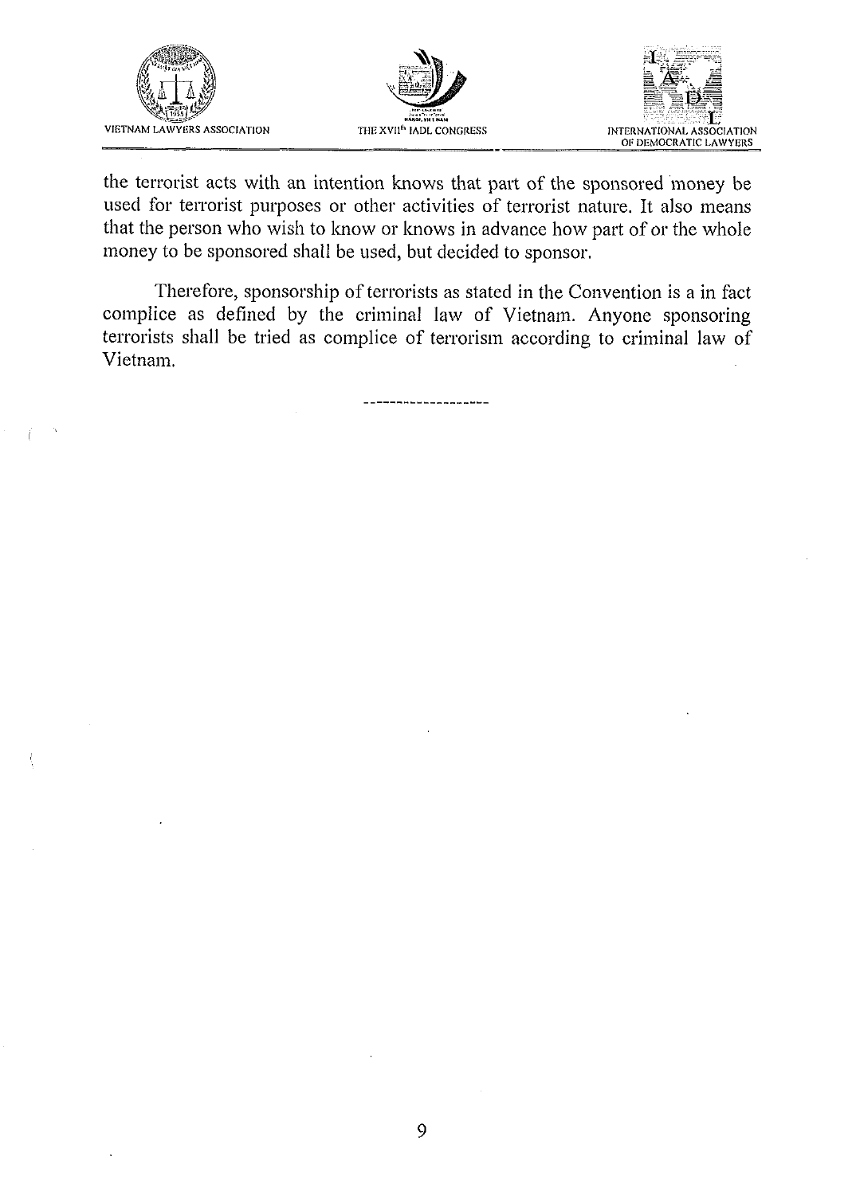the terrorist acts with an intention knows that part of the sponsored money be used for terrorist purposes or other activities of terrorist nature. It also means that the person who wish to know or knows in advance how part of or the whole money to be sponsored shall be used, but decided to sponsor.

Therefore, sponsorship of terrorists as stated in the Convention is a in fact complice as defined by the criminal law of Vietnam. Anyone sponsoring terrorists shall be tried as complice of terrorism according to criminal law of Vietnam.

-------------------